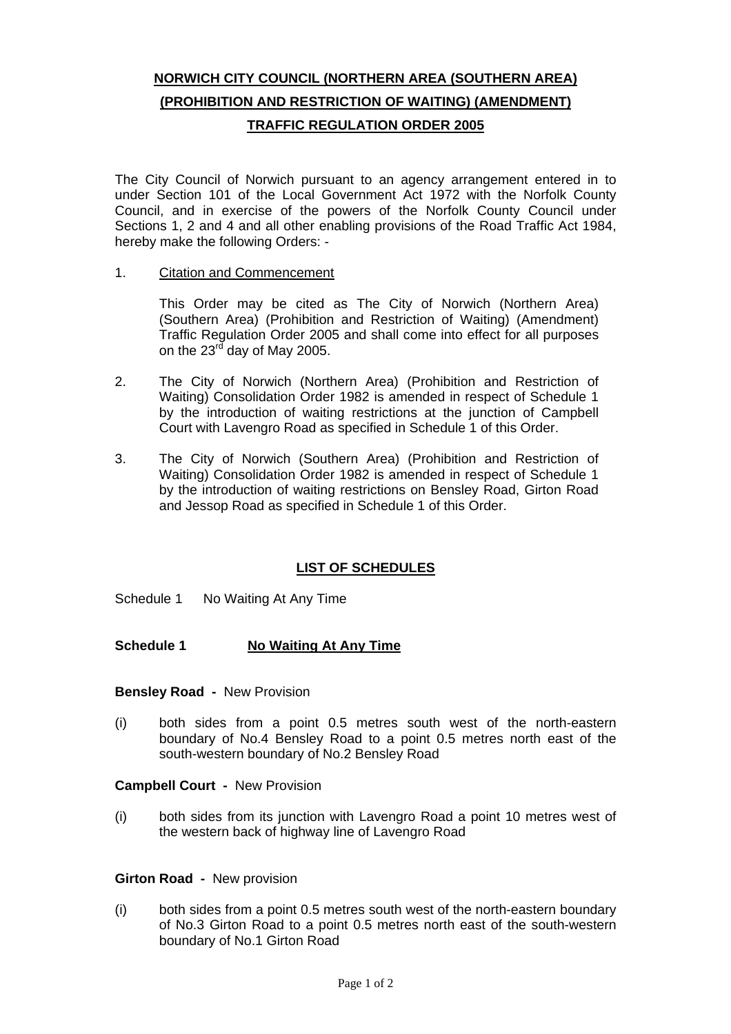# NORWICH CITY COUNCIL (NORTHERN AREA (SOUTHERN AREA) (PROHIBITION AND RESTRICTION OF WAITING) (AMENDMENT) TRAFFIC REGULATION ORDER 2005

The City Council of Norwich pursuant to an agency arrangement entered in to under Section 101 of the Local Government Act 1972 with the Norfolk County Council, and in exercise of the powers of the Norfolk County Council under Sections 1, 2 and 4 and all other enabling provisions of the Road Traffic Act 1984, hereby make the following Orders: -

1. Citation and Commencement

   This Order may be cited as The City of Norwich (Northern Area) (Southern Area) (Prohibition and Restriction of Waiting) (Amendment) Traffic Regulation Order 2005 and shall come into effect for all purposes on the 23rd day of May 2005.

2. The City of Norwich (Northern Area) (Prohibition and Restriction of Waiting) Consolidation Order 1982 is amended in respect of Schedule 1 by the introduction of waiting restrictions at the junction of Campbell Court with Lavengro Road as specified in Schedule 1 of this Order.

3. The City of Norwich (Southern Area) (Prohibition and Restriction of Waiting) Consolidation Order 1982 is amended in respect of Schedule 1 by the introduction of waiting restrictions on Bensley Road, Girton Road and Jessop Road as specified in Schedule 1 of this Order.

## LIST OF SCHEDULES

Schedule 1 No Waiting At Any Time

## Schedule 1 No Waiting At Any Time

**Bensley Road -** New Provision

(i) both sides from a point 0.5 metres south west of the north-eastern boundary of No.4 Bensley Road to a point 0.5 metres north east of the south-western boundary of No.2 Bensley Road

**Campbell Court -** New Provision

(i) both sides from its junction with Lavengro Road a point 10 metres west of the western back of highway line of Lavengro Road

**Girton Road -** New provision

(i) both sides from a point 0.5 metres south west of the north-eastern boundary of No.3 Girton Road to a point 0.5 metres north east of the south-western boundary of No.1 Girton Road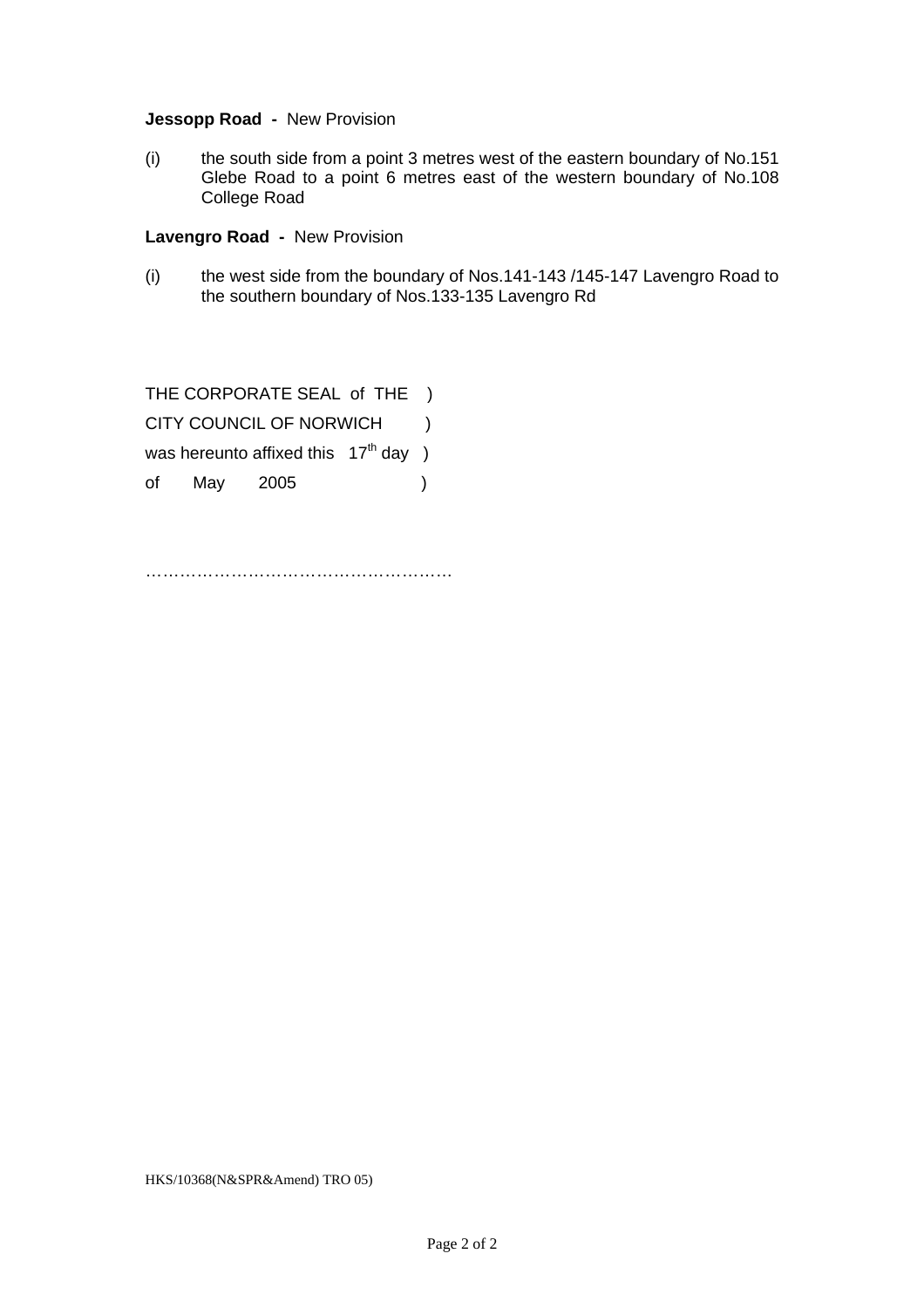**Jessopp Road -** New Provision

(i) the south side from a point 3 metres west of the eastern boundary of No.151 Glebe Road to a point 6 metres east of the western boundary of No.108 College Road

**Lavengro Road -** New Provision

(i) the west side from the boundary of Nos.141-143 /145-147 Lavengro Road to the southern boundary of Nos.133-135 Lavengro Rd

THE CORPORATE SEAL of THE )
CITY COUNCIL OF NORWICH )
was hereunto affixed this 17th day )
of May 2005 )

……………………………………………

HKS/10368(N&SPR&Amend) TRO 05)